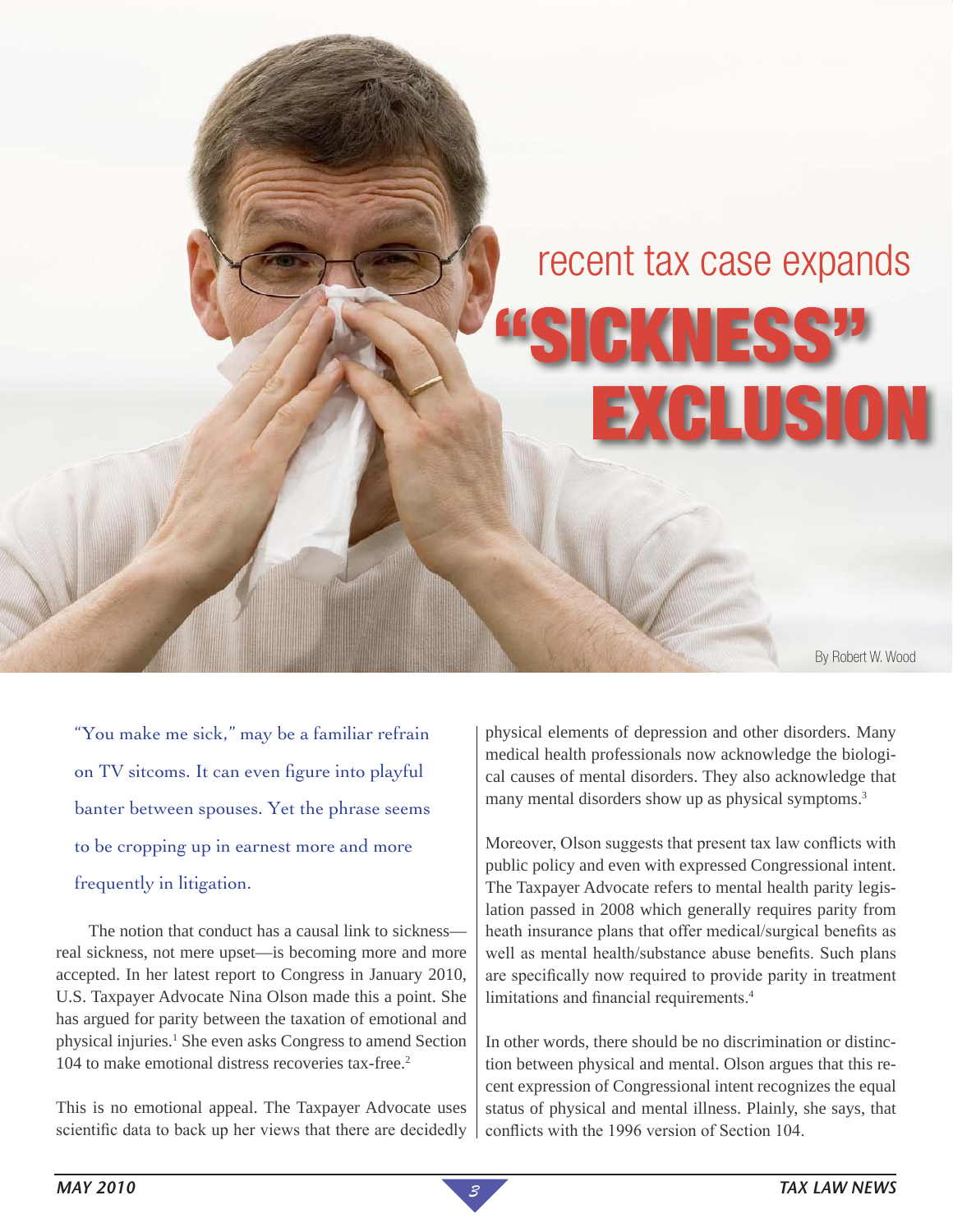# recent tax case expands "SICKNESS" EXCLUSION

By Robert W. Wood

"You make me sick," may be a familiar refrain on TV sitcoms. It can even figure into playful banter between spouses. Yet the phrase seems to be cropping up in earnest more and more frequently in litigation.

The notion that conduct has a causal link to sickness—real sickness, not mere upset—is becoming more and more accepted. In her latest report to Congress in January 2010, U.S. Taxpayer Advocate Nina Olson made this a point. She has argued for parity between the taxation of emotional and physical injuries.[1] She even asks Congress to amend Section 104 to make emotional distress recoveries tax-free.[2]

This is no emotional appeal. The Taxpayer Advocate uses scientific data to back up her views that there are decidedly physical elements of depression and other disorders. Many medical health professionals now acknowledge the biological causes of mental disorders. They also acknowledge that many mental disorders show up as physical symptoms.[3]

Moreover, Olson suggests that present tax law conflicts with public policy and even with expressed Congressional intent. The Taxpayer Advocate refers to mental health parity legislation passed in 2008 which generally requires parity from heath insurance plans that offer medical/surgical benefits as well as mental health/substance abuse benefits. Such plans are specifically now required to provide parity in treatment limitations and financial requirements.[4]

In other words, there should be no discrimination or distinction between physical and mental. Olson argues that this recent expression of Congressional intent recognizes the equal status of physical and mental illness. Plainly, she says, that conflicts with the 1996 version of Section 104.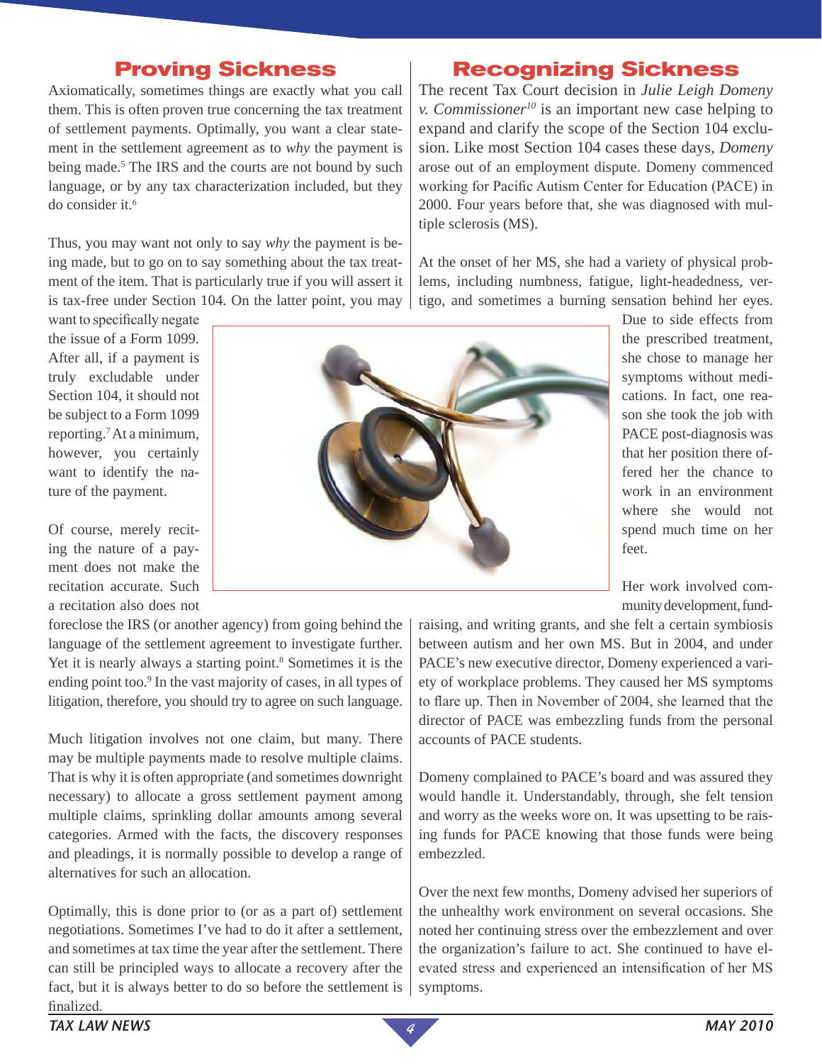## Proving Sickness

Axiomatically, sometimes things are exactly what you call them. This is often proven true concerning the tax treatment of settlement payments. Optimally, you want a clear statement in the settlement agreement as to *why* the payment is being made.[5] The IRS and the courts are not bound by such language, or by any tax characterization included, but they do consider it.[6]

Thus, you may want not only to say *why* the payment is being made, but to go on to say something about the tax treatment of the item. That is particularly true if you will assert it is tax-free under Section 104. On the latter point, you may want to specifically negate the issue of a Form 1099. After all, if a payment is truly excludable under Section 104, it should not be subject to a Form 1099 reporting.[7] At a minimum, however, you certainly want to identify the nature of the payment.

Of course, merely reciting the nature of a payment does not make the recitation accurate. Such a recitation also does not foreclose the IRS (or another agency) from going behind the language of the settlement agreement to investigate further. Yet it is nearly always a starting point.[8] Sometimes it is the ending point too.[9] In the vast majority of cases, in all types of litigation, therefore, you should try to agree on such language.

Much litigation involves not one claim, but many. There may be multiple payments made to resolve multiple claims. That is why it is often appropriate (and sometimes downright necessary) to allocate a gross settlement payment among multiple claims, sprinkling dollar amounts among several categories. Armed with the facts, the discovery responses and pleadings, it is normally possible to develop a range of alternatives for such an allocation.

Optimally, this is done prior to (or as a part of) settlement negotiations. Sometimes I've had to do it after a settlement, and sometimes at tax time the year after the settlement. There can still be principled ways to allocate a recovery after the fact, but it is always better to do so before the settlement is finalized.

## Recognizing Sickness

The recent Tax Court decision in *Julie Leigh Domeny v. Commissioner*[10] is an important new case helping to expand and clarify the scope of the Section 104 exclusion. Like most Section 104 cases these days, *Domeny* arose out of an employment dispute. Domeny commenced working for Pacific Autism Center for Education (PACE) in 2000. Four years before that, she was diagnosed with multiple sclerosis (MS).

At the onset of her MS, she had a variety of physical problems, including numbness, fatigue, light-headedness, vertigo, and sometimes a burning sensation behind her eyes. Due to side effects from the prescribed treatment, she chose to manage her symptoms without medications. In fact, one reason she took the job with PACE post-diagnosis was that her position there offered her the chance to work in an environment where she would not spend much time on her feet.

Her work involved community development, fundraising, and writing grants, and she felt a certain symbiosis between autism and her own MS. But in 2004, and under PACE's new executive director, Domeny experienced a variety of workplace problems. They caused her MS symptoms to flare up. Then in November of 2004, she learned that the director of PACE was embezzling funds from the personal accounts of PACE students.

Domeny complained to PACE's board and was assured they would handle it. Understandably, through, she felt tension and worry as the weeks wore on. It was upsetting to be raising funds for PACE knowing that those funds were being embezzled.

Over the next few months, Domeny advised her superiors of the unhealthy work environment on several occasions. She noted her continuing stress over the embezzlement and over the organization's failure to act. She continued to have elevated stress and experienced an intensification of her MS symptoms.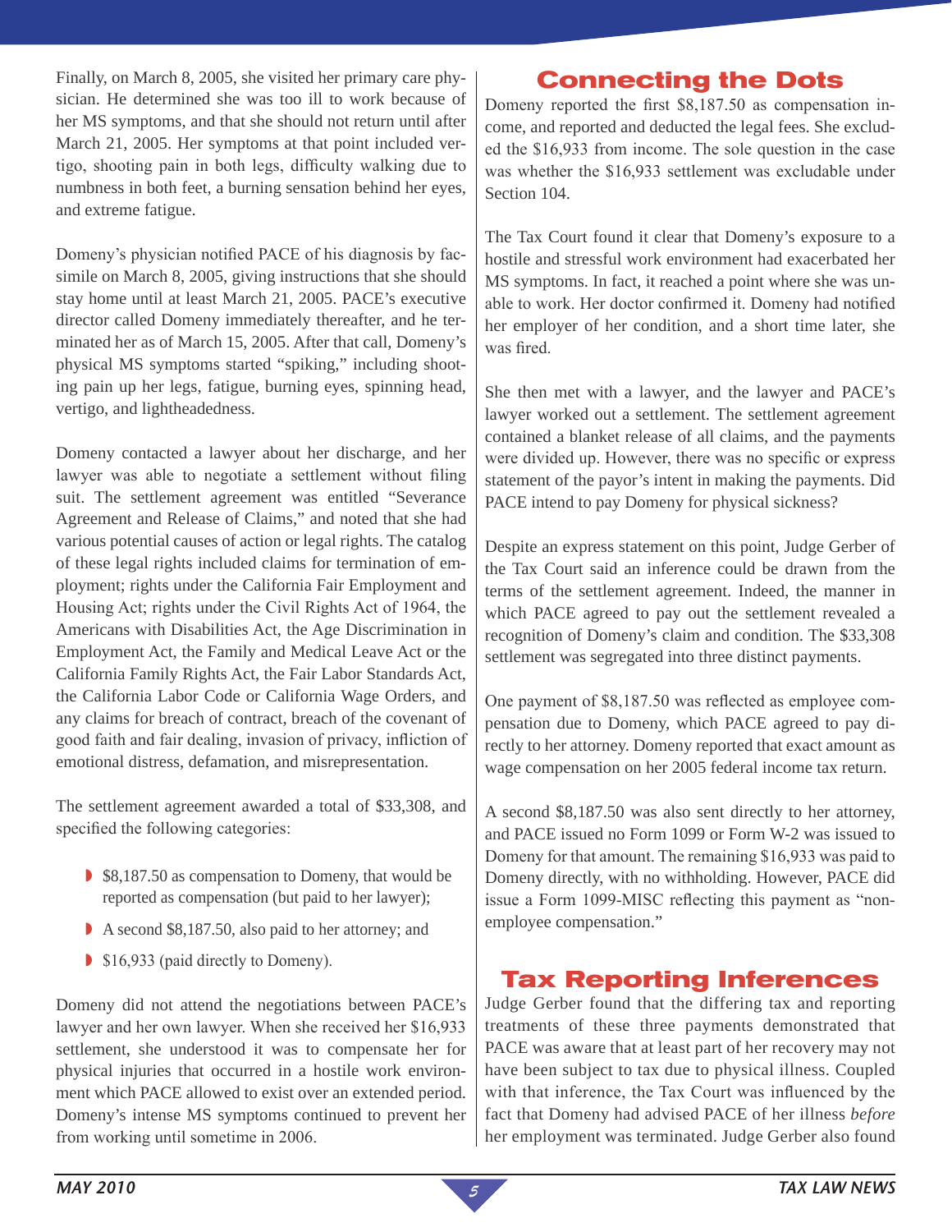Finally, on March 8, 2005, she visited her primary care physician. He determined she was too ill to work because of her MS symptoms, and that she should not return until after March 21, 2005. Her symptoms at that point included vertigo, shooting pain in both legs, difficulty walking due to numbness in both feet, a burning sensation behind her eyes, and extreme fatigue.

Domeny's physician notified PACE of his diagnosis by facsimile on March 8, 2005, giving instructions that she should stay home until at least March 21, 2005. PACE's executive director called Domeny immediately thereafter, and he terminated her as of March 15, 2005. After that call, Domeny's physical MS symptoms started "spiking," including shooting pain up her legs, fatigue, burning eyes, spinning head, vertigo, and lightheadedness.

Domeny contacted a lawyer about her discharge, and her lawyer was able to negotiate a settlement without filing suit. The settlement agreement was entitled "Severance Agreement and Release of Claims," and noted that she had various potential causes of action or legal rights. The catalog of these legal rights included claims for termination of employment; rights under the California Fair Employment and Housing Act; rights under the Civil Rights Act of 1964, the Americans with Disabilities Act, the Age Discrimination in Employment Act, the Family and Medical Leave Act or the California Family Rights Act, the Fair Labor Standards Act, the California Labor Code or California Wage Orders, and any claims for breach of contract, breach of the covenant of good faith and fair dealing, invasion of privacy, infliction of emotional distress, defamation, and misrepresentation.

The settlement agreement awarded a total of $33,308, and specified the following categories:

- $8,187.50 as compensation to Domeny, that would be reported as compensation (but paid to her lawyer);
- A second $8,187.50, also paid to her attorney; and
- $16,933 (paid directly to Domeny).

Domeny did not attend the negotiations between PACE's lawyer and her own lawyer. When she received her $16,933 settlement, she understood it was to compensate her for physical injuries that occurred in a hostile work environment which PACE allowed to exist over an extended period. Domeny's intense MS symptoms continued to prevent her from working until sometime in 2006.

## Connecting the Dots

Domeny reported the first $8,187.50 as compensation income, and reported and deducted the legal fees. She excluded the $16,933 from income. The sole question in the case was whether the $16,933 settlement was excludable under Section 104.

The Tax Court found it clear that Domeny's exposure to a hostile and stressful work environment had exacerbated her MS symptoms. In fact, it reached a point where she was unable to work. Her doctor confirmed it. Domeny had notified her employer of her condition, and a short time later, she was fired.

She then met with a lawyer, and the lawyer and PACE's lawyer worked out a settlement. The settlement agreement contained a blanket release of all claims, and the payments were divided up. However, there was no specific or express statement of the payor's intent in making the payments. Did PACE intend to pay Domeny for physical sickness?

Despite an express statement on this point, Judge Gerber of the Tax Court said an inference could be drawn from the terms of the settlement agreement. Indeed, the manner in which PACE agreed to pay out the settlement revealed a recognition of Domeny's claim and condition. The $33,308 settlement was segregated into three distinct payments.

One payment of $8,187.50 was reflected as employee compensation due to Domeny, which PACE agreed to pay directly to her attorney. Domeny reported that exact amount as wage compensation on her 2005 federal income tax return.

A second $8,187.50 was also sent directly to her attorney, and PACE issued no Form 1099 or Form W-2 was issued to Domeny for that amount. The remaining $16,933 was paid to Domeny directly, with no withholding. However, PACE did issue a Form 1099-MISC reflecting this payment as "non-employee compensation."

## Tax Reporting Inferences

Judge Gerber found that the differing tax and reporting treatments of these three payments demonstrated that PACE was aware that at least part of her recovery may not have been subject to tax due to physical illness. Coupled with that inference, the Tax Court was influenced by the fact that Domeny had advised PACE of her illness *before* her employment was terminated. Judge Gerber also found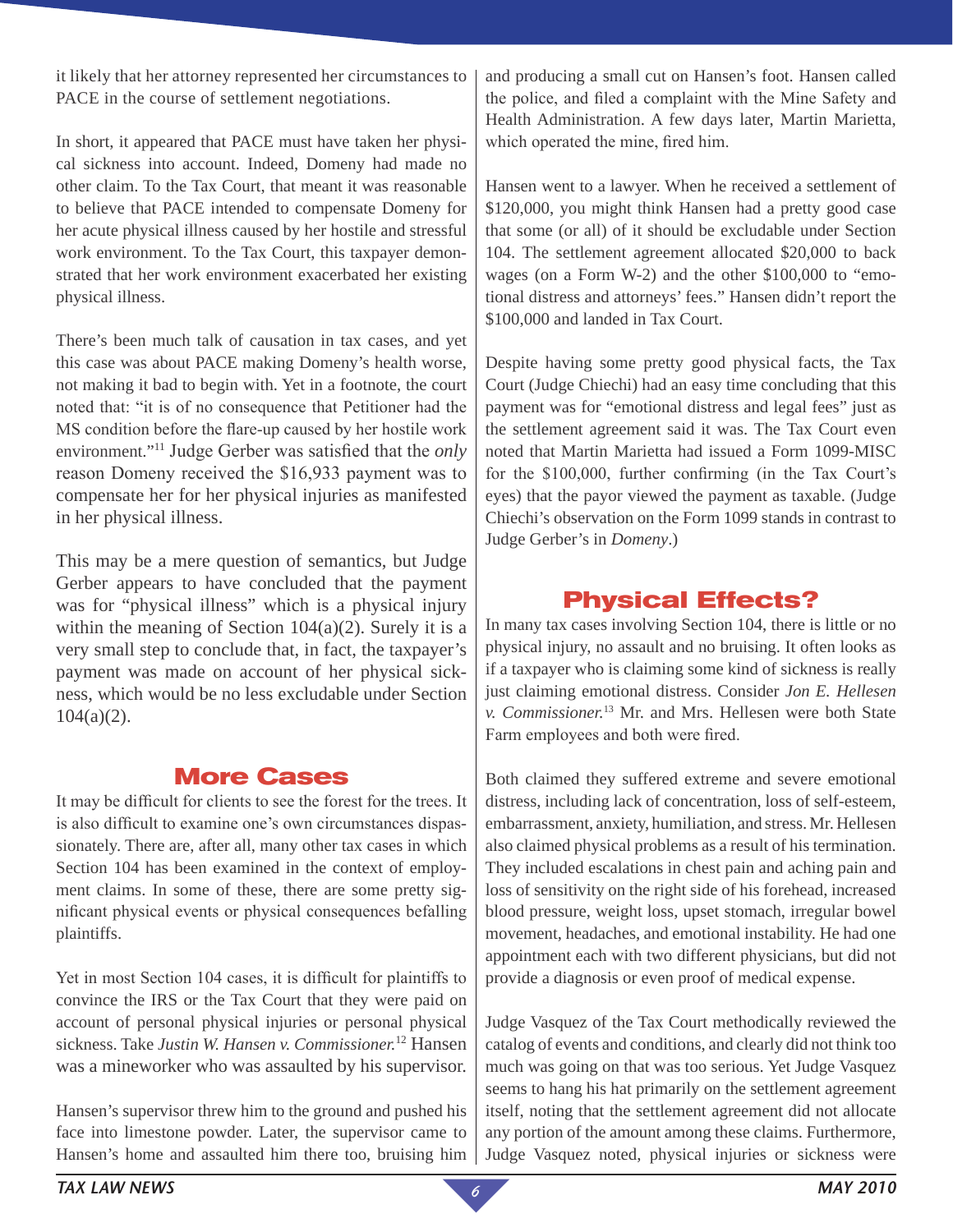it likely that her attorney represented her circumstances to PACE in the course of settlement negotiations.

In short, it appeared that PACE must have taken her physical sickness into account. Indeed, Domeny had made no other claim. To the Tax Court, that meant it was reasonable to believe that PACE intended to compensate Domeny for her acute physical illness caused by her hostile and stressful work environment. To the Tax Court, this taxpayer demonstrated that her work environment exacerbated her existing physical illness.

There's been much talk of causation in tax cases, and yet this case was about PACE making Domeny's health worse, not making it bad to begin with. Yet in a footnote, the court noted that: "it is of no consequence that Petitioner had the MS condition before the flare-up caused by her hostile work environment."[11] Judge Gerber was satisfied that the *only* reason Domeny received the $16,933 payment was to compensate her for her physical injuries as manifested in her physical illness.

This may be a mere question of semantics, but Judge Gerber appears to have concluded that the payment was for "physical illness" which is a physical injury within the meaning of Section 104(a)(2). Surely it is a very small step to conclude that, in fact, the taxpayer's payment was made on account of her physical sickness, which would be no less excludable under Section 104(a)(2).

## More Cases

It may be difficult for clients to see the forest for the trees. It is also difficult to examine one's own circumstances dispassionately. There are, after all, many other tax cases in which Section 104 has been examined in the context of employment claims. In some of these, there are some pretty significant physical events or physical consequences befalling plaintiffs.

Yet in most Section 104 cases, it is difficult for plaintiffs to convince the IRS or the Tax Court that they were paid on account of personal physical injuries or personal physical sickness. Take *Justin W. Hansen v. Commissioner.*[12] Hansen was a mineworker who was assaulted by his supervisor.

Hansen's supervisor threw him to the ground and pushed his face into limestone powder. Later, the supervisor came to Hansen's home and assaulted him there too, bruising him and producing a small cut on Hansen's foot. Hansen called the police, and filed a complaint with the Mine Safety and Health Administration. A few days later, Martin Marietta, which operated the mine, fired him.

Hansen went to a lawyer. When he received a settlement of $120,000, you might think Hansen had a pretty good case that some (or all) of it should be excludable under Section 104. The settlement agreement allocated $20,000 to back wages (on a Form W-2) and the other $100,000 to "emotional distress and attorneys' fees." Hansen didn't report the $100,000 and landed in Tax Court.

Despite having some pretty good physical facts, the Tax Court (Judge Chiechi) had an easy time concluding that this payment was for "emotional distress and legal fees" just as the settlement agreement said it was. The Tax Court even noted that Martin Marietta had issued a Form 1099-MISC for the $100,000, further confirming (in the Tax Court's eyes) that the payor viewed the payment as taxable. (Judge Chiechi's observation on the Form 1099 stands in contrast to Judge Gerber's in *Domeny*.)

## Physical Effects?

In many tax cases involving Section 104, there is little or no physical injury, no assault and no bruising. It often looks as if a taxpayer who is claiming some kind of sickness is really just claiming emotional distress. Consider *Jon E. Hellesen v. Commissioner.*[13] Mr. and Mrs. Hellesen were both State Farm employees and both were fired.

Both claimed they suffered extreme and severe emotional distress, including lack of concentration, loss of self-esteem, embarrassment, anxiety, humiliation, and stress. Mr. Hellesen also claimed physical problems as a result of his termination. They included escalations in chest pain and aching pain and loss of sensitivity on the right side of his forehead, increased blood pressure, weight loss, upset stomach, irregular bowel movement, headaches, and emotional instability. He had one appointment each with two different physicians, but did not provide a diagnosis or even proof of medical expense.

Judge Vasquez of the Tax Court methodically reviewed the catalog of events and conditions, and clearly did not think too much was going on that was too serious. Yet Judge Vasquez seems to hang his hat primarily on the settlement agreement itself, noting that the settlement agreement did not allocate any portion of the amount among these claims. Furthermore, Judge Vasquez noted, physical injuries or sickness were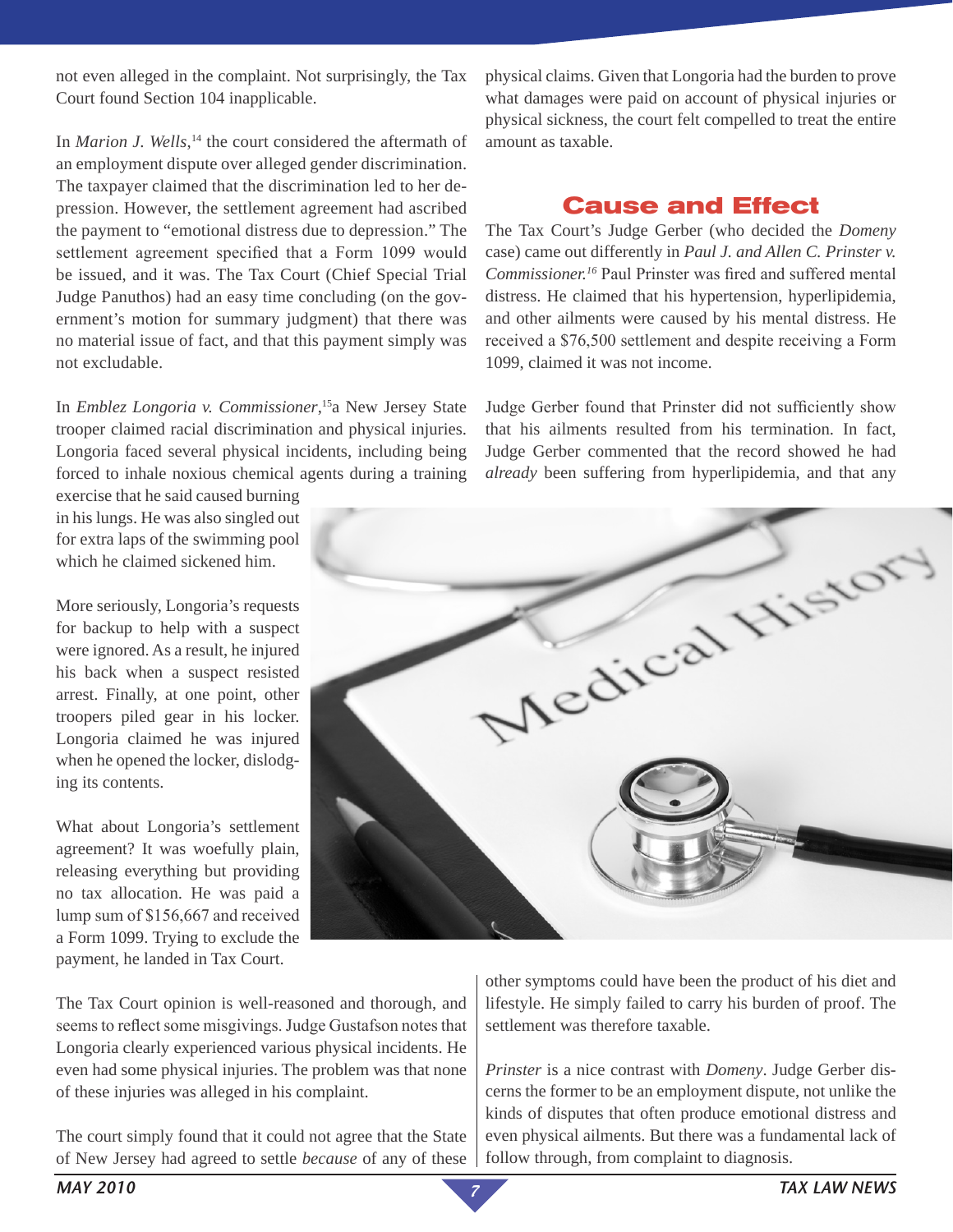not even alleged in the complaint. Not surprisingly, the Tax Court found Section 104 inapplicable.

In *Marion J. Wells*,[14] the court considered the aftermath of an employment dispute over alleged gender discrimination. The taxpayer claimed that the discrimination led to her depression. However, the settlement agreement had ascribed the payment to "emotional distress due to depression." The settlement agreement specified that a Form 1099 would be issued, and it was. The Tax Court (Chief Special Trial Judge Panuthos) had an easy time concluding (on the government's motion for summary judgment) that there was no material issue of fact, and that this payment simply was not excludable.

In *Emblez Longoria v. Commissioner*,[15] a New Jersey State trooper claimed racial discrimination and physical injuries. Longoria faced several physical incidents, including being forced to inhale noxious chemical agents during a training exercise that he said caused burning in his lungs. He was also singled out for extra laps of the swimming pool which he claimed sickened him.

More seriously, Longoria's requests for backup to help with a suspect were ignored. As a result, he injured his back when a suspect resisted arrest. Finally, at one point, other troopers piled gear in his locker. Longoria claimed he was injured when he opened the locker, dislodging its contents.

What about Longoria's settlement agreement? It was woefully plain, releasing everything but providing no tax allocation. He was paid a lump sum of $156,667 and received a Form 1099. Trying to exclude the payment, he landed in Tax Court.

The Tax Court opinion is well-reasoned and thorough, and seems to reflect some misgivings. Judge Gustafson notes that Longoria clearly experienced various physical incidents. He even had some physical injuries. The problem was that none of these injuries was alleged in his complaint.

The court simply found that it could not agree that the State of New Jersey had agreed to settle *because* of any of these physical claims. Given that Longoria had the burden to prove what damages were paid on account of physical injuries or physical sickness, the court felt compelled to treat the entire amount as taxable.

## Cause and Effect

The Tax Court's Judge Gerber (who decided the *Domeny* case) came out differently in *Paul J. and Allen C. Prinster v. Commissioner.*[16] Paul Prinster was fired and suffered mental distress. He claimed that his hypertension, hyperlipidemia, and other ailments were caused by his mental distress. He received a $76,500 settlement and despite receiving a Form 1099, claimed it was not income.

Judge Gerber found that Prinster did not sufficiently show that his ailments resulted from his termination. In fact, Judge Gerber commented that the record showed he had *already* been suffering from hyperlipidemia, and that any other symptoms could have been the product of his diet and lifestyle. He simply failed to carry his burden of proof. The settlement was therefore taxable.

*Prinster* is a nice contrast with *Domeny*. Judge Gerber discerns the former to be an employment dispute, not unlike the kinds of disputes that often produce emotional distress and even physical ailments. But there was a fundamental lack of follow through, from complaint to diagnosis.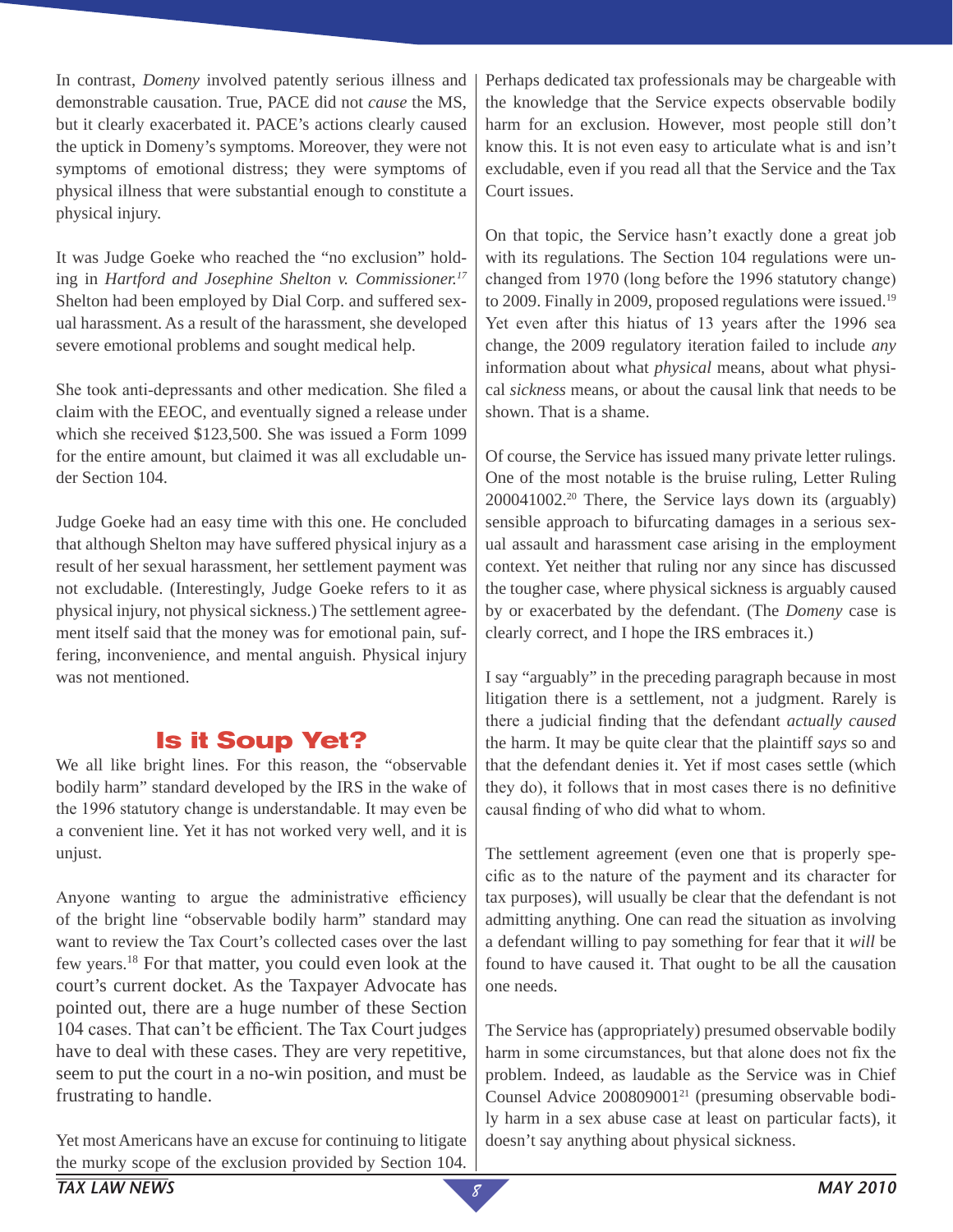In contrast, *Domeny* involved patently serious illness and demonstrable causation. True, PACE did not *cause* the MS, but it clearly exacerbated it. PACE's actions clearly caused the uptick in Domeny's symptoms. Moreover, they were not symptoms of emotional distress; they were symptoms of physical illness that were substantial enough to constitute a physical injury.

It was Judge Goeke who reached the "no exclusion" holding in *Hartford and Josephine Shelton v. Commissioner.*[17] Shelton had been employed by Dial Corp. and suffered sexual harassment. As a result of the harassment, she developed severe emotional problems and sought medical help.

She took anti-depressants and other medication. She filed a claim with the EEOC, and eventually signed a release under which she received $123,500. She was issued a Form 1099 for the entire amount, but claimed it was all excludable under Section 104.

Judge Goeke had an easy time with this one. He concluded that although Shelton may have suffered physical injury as a result of her sexual harassment, her settlement payment was not excludable. (Interestingly, Judge Goeke refers to it as physical injury, not physical sickness.) The settlement agreement itself said that the money was for emotional pain, suffering, inconvenience, and mental anguish. Physical injury was not mentioned.

## Is it Soup Yet?

We all like bright lines. For this reason, the "observable bodily harm" standard developed by the IRS in the wake of the 1996 statutory change is understandable. It may even be a convenient line. Yet it has not worked very well, and it is unjust.

Anyone wanting to argue the administrative efficiency of the bright line "observable bodily harm" standard may want to review the Tax Court's collected cases over the last few years.[18] For that matter, you could even look at the court's current docket. As the Taxpayer Advocate has pointed out, there are a huge number of these Section 104 cases. That can't be efficient. The Tax Court judges have to deal with these cases. They are very repetitive, seem to put the court in a no-win position, and must be frustrating to handle.

Yet most Americans have an excuse for continuing to litigate the murky scope of the exclusion provided by Section 104. Perhaps dedicated tax professionals may be chargeable with the knowledge that the Service expects observable bodily harm for an exclusion. However, most people still don't know this. It is not even easy to articulate what is and isn't excludable, even if you read all that the Service and the Tax Court issues.

On that topic, the Service hasn't exactly done a great job with its regulations. The Section 104 regulations were unchanged from 1970 (long before the 1996 statutory change) to 2009. Finally in 2009, proposed regulations were issued.[19] Yet even after this hiatus of 13 years after the 1996 sea change, the 2009 regulatory iteration failed to include *any* information about what *physical* means, about what physical *sickness* means, or about the causal link that needs to be shown. That is a shame.

Of course, the Service has issued many private letter rulings. One of the most notable is the bruise ruling, Letter Ruling 200041002.[20] There, the Service lays down its (arguably) sensible approach to bifurcating damages in a serious sexual assault and harassment case arising in the employment context. Yet neither that ruling nor any since has discussed the tougher case, where physical sickness is arguably caused by or exacerbated by the defendant. (The *Domeny* case is clearly correct, and I hope the IRS embraces it.)

I say "arguably" in the preceding paragraph because in most litigation there is a settlement, not a judgment. Rarely is there a judicial finding that the defendant *actually caused* the harm. It may be quite clear that the plaintiff *says* so and that the defendant denies it. Yet if most cases settle (which they do), it follows that in most cases there is no definitive causal finding of who did what to whom.

The settlement agreement (even one that is properly specific as to the nature of the payment and its character for tax purposes), will usually be clear that the defendant is not admitting anything. One can read the situation as involving a defendant willing to pay something for fear that it *will* be found to have caused it. That ought to be all the causation one needs.

The Service has (appropriately) presumed observable bodily harm in some circumstances, but that alone does not fix the problem. Indeed, as laudable as the Service was in Chief Counsel Advice 200809001[21] (presuming observable bodily harm in a sex abuse case at least on particular facts), it doesn't say anything about physical sickness.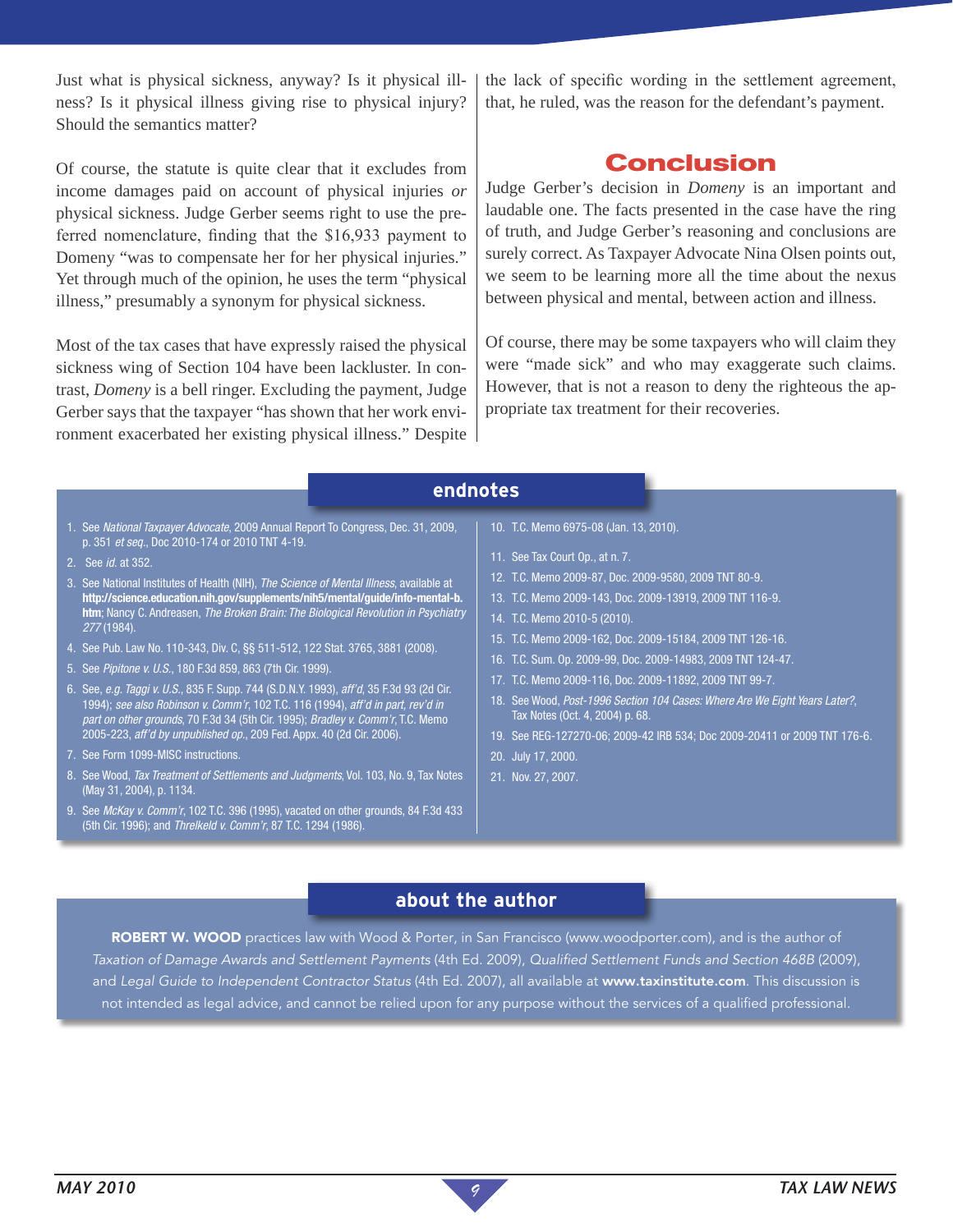Just what is physical sickness, anyway? Is it physical illness? Is it physical illness giving rise to physical injury? Should the semantics matter?

Of course, the statute is quite clear that it excludes from income damages paid on account of physical injuries *or* physical sickness. Judge Gerber seems right to use the preferred nomenclature, finding that the $16,933 payment to Domeny "was to compensate her for her physical injuries." Yet through much of the opinion, he uses the term "physical illness," presumably a synonym for physical sickness.

Most of the tax cases that have expressly raised the physical sickness wing of Section 104 have been lackluster. In contrast, *Domeny* is a bell ringer. Excluding the payment, Judge Gerber says that the taxpayer "has shown that her work environment exacerbated her existing physical illness." Despite the lack of specific wording in the settlement agreement, that, he ruled, was the reason for the defendant's payment.

## Conclusion

Judge Gerber's decision in *Domeny* is an important and laudable one. The facts presented in the case have the ring of truth, and Judge Gerber's reasoning and conclusions are surely correct. As Taxpayer Advocate Nina Olsen points out, we seem to be learning more all the time about the nexus between physical and mental, between action and illness.

Of course, there may be some taxpayers who will claim they were "made sick" and who may exaggerate such claims. However, that is not a reason to deny the righteous the appropriate tax treatment for their recoveries.

## endnotes

1. See *National Taxpayer Advocate*, 2009 Annual Report To Congress, Dec. 31, 2009, p. 351 *et seq.*, Doc 2010-174 or 2010 TNT 4-19.
2. See *id.* at 352.
3. See National Institutes of Health (NIH), *The Science of Mental Illness*, available at **http://science.education.nih.gov/supplements/nih5/mental/guide/info-mental-b.htm**; Nancy C. Andreasen, *The Broken Brain: The Biological Revolution in Psychiatry 277* (1984).
4. See Pub. Law No. 110-343, Div. C, §§ 511-512, 122 Stat. 3765, 3881 (2008).
5. See *Pipitone v. U.S.*, 180 F.3d 859, 863 (7th Cir. 1999).
6. See, *e.g. Taggi v. U.S.*, 835 F. Supp. 744 (S.D.N.Y. 1993), *aff'd*, 35 F.3d 93 (2d Cir. 1994); *see also Robinson v. Comm'r*, 102 T.C. 116 (1994), *aff'd in part, rev'd in part on other grounds*, 70 F.3d 34 (5th Cir. 1995); *Bradley v. Comm'r*, T.C. Memo 2005-223, *aff'd by unpublished op.*, 209 Fed. Appx. 40 (2d Cir. 2006).
7. See Form 1099-MISC instructions.
8. See Wood, *Tax Treatment of Settlements and Judgments*, Vol. 103, No. 9, Tax Notes (May 31, 2004), p. 1134.
9. See *McKay v. Comm'r*, 102 T.C. 396 (1995), vacated on other grounds, 84 F.3d 433 (5th Cir. 1996); and *Threlkeld v. Comm'r*, 87 T.C. 1294 (1986).
10. T.C. Memo 6975-08 (Jan. 13, 2010).
11. See Tax Court Op., at n. 7.
12. T.C. Memo 2009-87, Doc. 2009-9580, 2009 TNT 80-9.
13. T.C. Memo 2009-143, Doc. 2009-13919, 2009 TNT 116-9.
14. T.C. Memo 2010-5 (2010).
15. T.C. Memo 2009-162, Doc. 2009-15184, 2009 TNT 126-16.
16. T.C. Sum. Op. 2009-99, Doc. 2009-14983, 2009 TNT 124-47.
17. T.C. Memo 2009-116, Doc. 2009-11892, 2009 TNT 99-7.
18. See Wood, *Post-1996 Section 104 Cases: Where Are We Eight Years Later?*, Tax Notes (Oct. 4, 2004) p. 68.
19. See REG-127270-06; 2009-42 IRB 534; Doc 2009-20411 or 2009 TNT 176-6.
20. July 17, 2000.
21. Nov. 27, 2007.

## about the author

**ROBERT W. WOOD** practices law with Wood & Porter, in San Francisco (www.woodporter.com), and is the author of *Taxation of Damage Awards and Settlement Payments* (4th Ed. 2009), *Qualified Settlement Funds and Section 468B* (2009), and *Legal Guide to Independent Contractor Status* (4th Ed. 2007), all available at **www.taxinstitute.com**. This discussion is not intended as legal advice, and cannot be relied upon for any purpose without the services of a qualified professional.